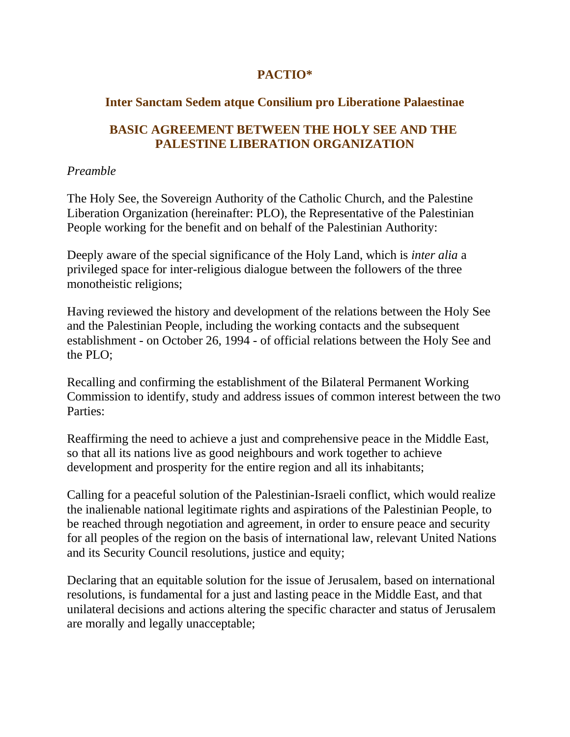# PACTIO*

## Inter Sanctam Sedem atque Consilium pro Liberatione Palaestinae

## BASIC AGREEMENT BETWEEN THE HOLY SEE AND THE PALESTINE LIBERATION ORGANIZATION

*Preamble*

The Holy See, the Sovereign Authority of the Catholic Church, and the Palestine Liberation Organization (hereinafter: PLO), the Representative of the Palestinian People working for the benefit and on behalf of the Palestinian Authority:

Deeply aware of the special significance of the Holy Land, which is *inter alia* a privileged space for inter-religious dialogue between the followers of the three monotheistic religions;

Having reviewed the history and development of the relations between the Holy See and the Palestinian People, including the working contacts and the subsequent establishment - on October 26, 1994 - of official relations between the Holy See and the PLO;

Recalling and confirming the establishment of the Bilateral Permanent Working Commission to identify, study and address issues of common interest between the two Parties:

Reaffirming the need to achieve a just and comprehensive peace in the Middle East, so that all its nations live as good neighbours and work together to achieve development and prosperity for the entire region and all its inhabitants;

Calling for a peaceful solution of the Palestinian-Israeli conflict, which would realize the inalienable national legitimate rights and aspirations of the Palestinian People, to be reached through negotiation and agreement, in order to ensure peace and security for all peoples of the region on the basis of international law, relevant United Nations and its Security Council resolutions, justice and equity;

Declaring that an equitable solution for the issue of Jerusalem, based on international resolutions, is fundamental for a just and lasting peace in the Middle East, and that unilateral decisions and actions altering the specific character and status of Jerusalem are morally and legally unacceptable;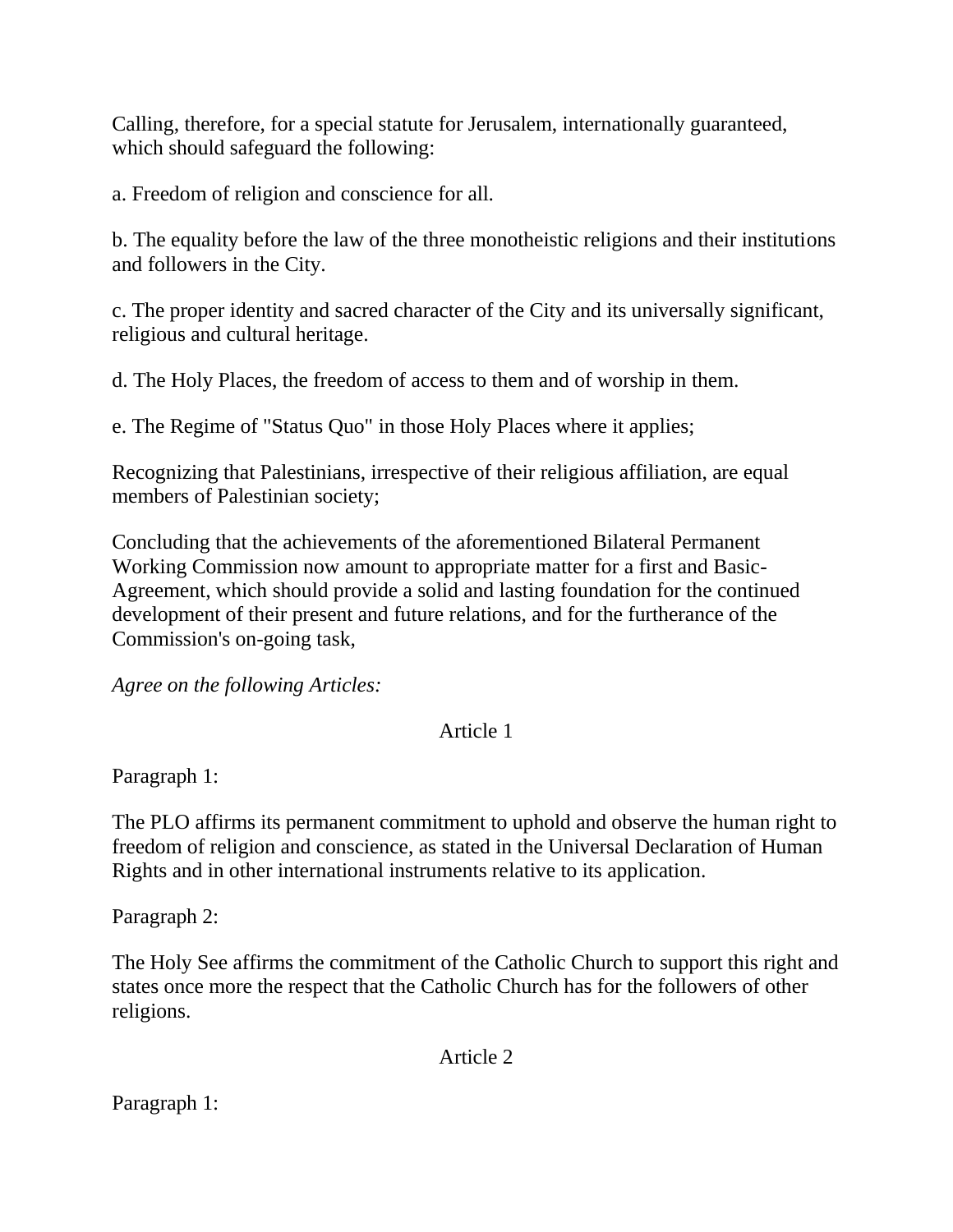Calling, therefore, for a special statute for Jerusalem, internationally guaranteed, which should safeguard the following:

a. Freedom of religion and conscience for all.

b. The equality before the law of the three monotheistic religions and their institutions and followers in the City.

c. The proper identity and sacred character of the City and its universally significant, religious and cultural heritage.

d. The Holy Places, the freedom of access to them and of worship in them.

e. The Regime of "Status Quo" in those Holy Places where it applies;

Recognizing that Palestinians, irrespective of their religious affiliation, are equal members of Palestinian society;

Concluding that the achievements of the aforementioned Bilateral Permanent Working Commission now amount to appropriate matter for a first and Basic-Agreement, which should provide a solid and lasting foundation for the continued development of their present and future relations, and for the furtherance of the Commission's on-going task,

*Agree on the following Articles:*

## Article 1

Paragraph 1:

The PLO affirms its permanent commitment to uphold and observe the human right to freedom of religion and conscience, as stated in the Universal Declaration of Human Rights and in other international instruments relative to its application.

Paragraph 2:

The Holy See affirms the commitment of the Catholic Church to support this right and states once more the respect that the Catholic Church has for the followers of other religions.

## Article 2

Paragraph 1: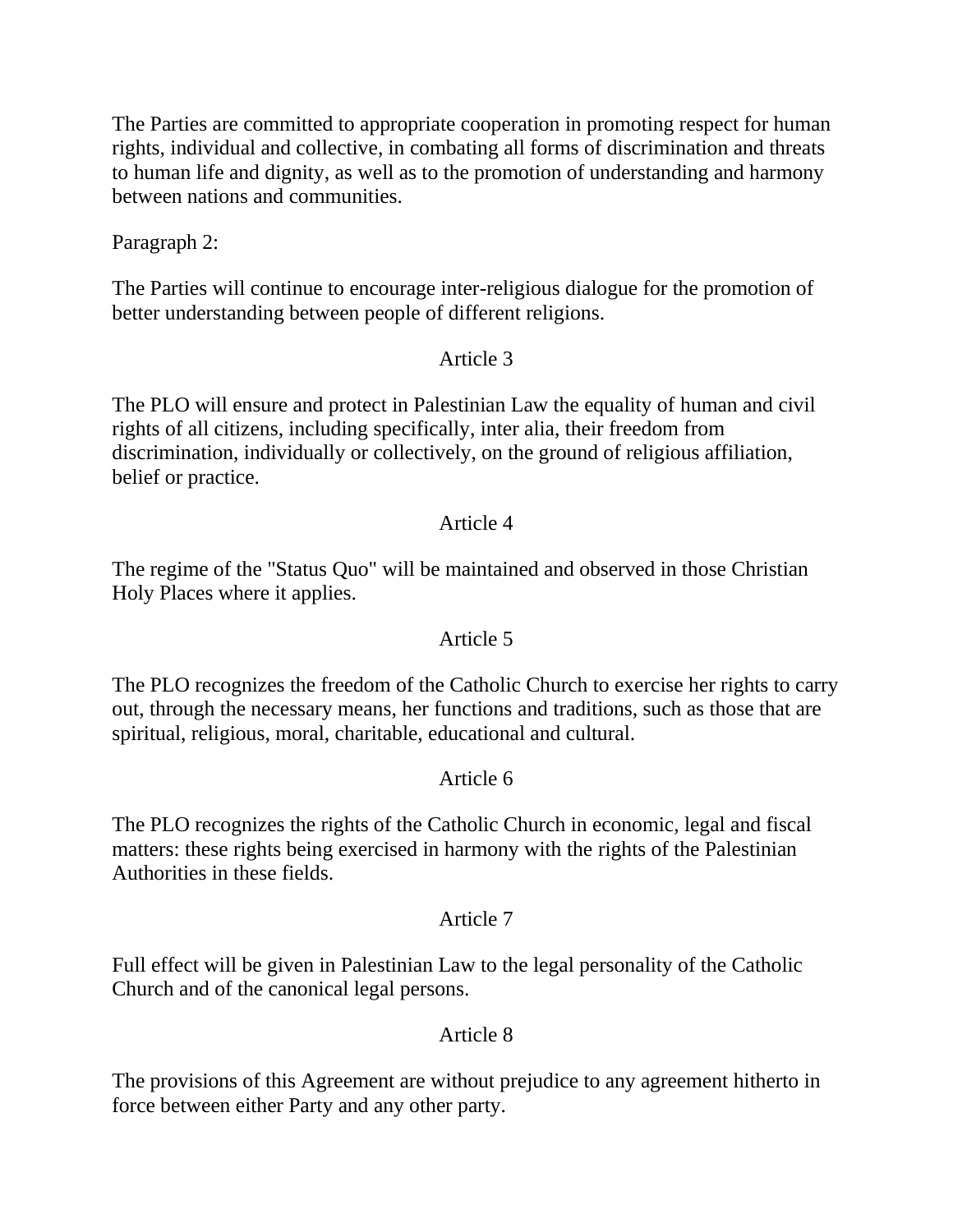The Parties are committed to appropriate cooperation in promoting respect for human rights, individual and collective, in combating all forms of discrimination and threats to human life and dignity, as well as to the promotion of understanding and harmony between nations and communities.

Paragraph 2:

The Parties will continue to encourage inter-religious dialogue for the promotion of better understanding between people of different religions.

## Article 3

The PLO will ensure and protect in Palestinian Law the equality of human and civil rights of all citizens, including specifically, inter alia, their freedom from discrimination, individually or collectively, on the ground of religious affiliation, belief or practice.

## Article 4

The regime of the "Status Quo" will be maintained and observed in those Christian Holy Places where it applies.

## Article 5

The PLO recognizes the freedom of the Catholic Church to exercise her rights to carry out, through the necessary means, her functions and traditions, such as those that are spiritual, religious, moral, charitable, educational and cultural.

## Article 6

The PLO recognizes the rights of the Catholic Church in economic, legal and fiscal matters: these rights being exercised in harmony with the rights of the Palestinian Authorities in these fields.

## Article 7

Full effect will be given in Palestinian Law to the legal personality of the Catholic Church and of the canonical legal persons.

## Article 8

The provisions of this Agreement are without prejudice to any agreement hitherto in force between either Party and any other party.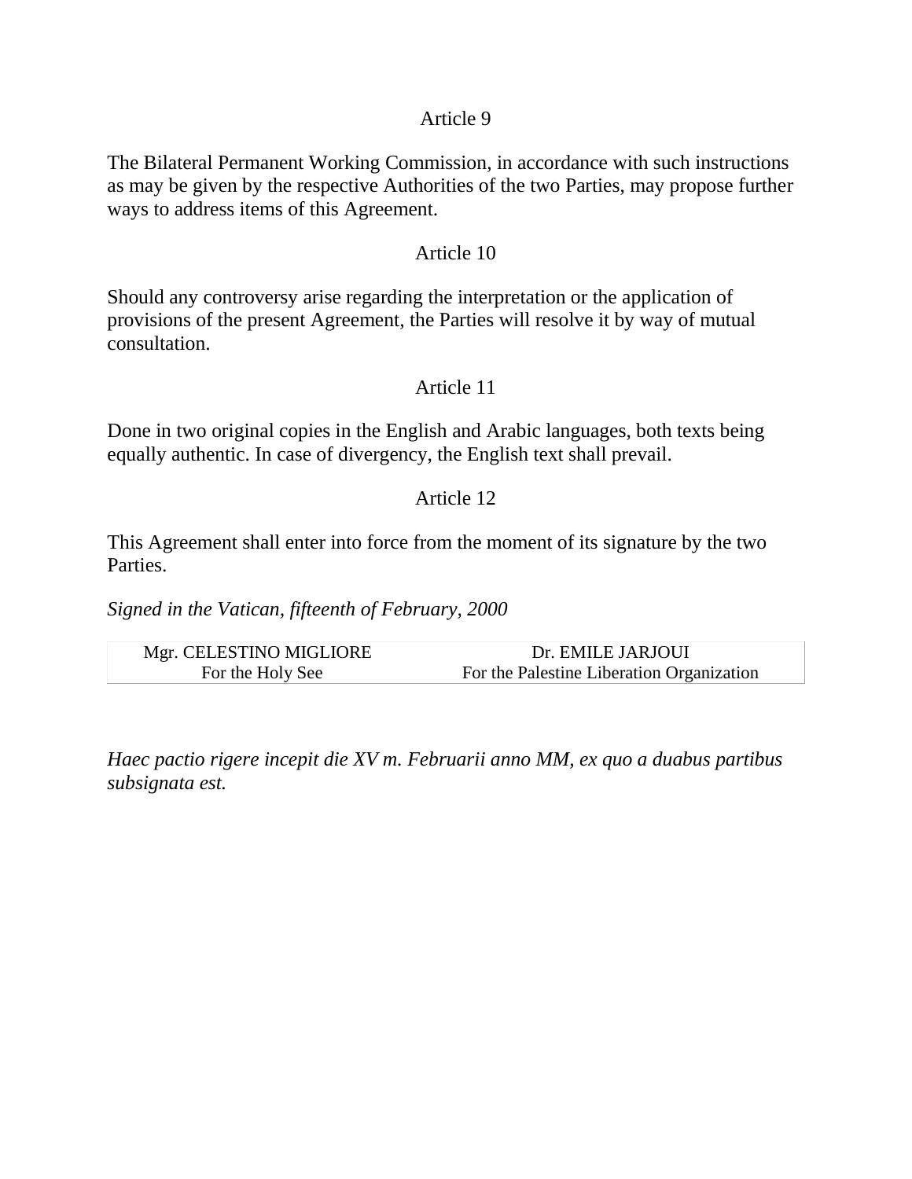Article 9

The Bilateral Permanent Working Commission, in accordance with such instructions as may be given by the respective Authorities of the two Parties, may propose further ways to address items of this Agreement.

Article 10

Should any controversy arise regarding the interpretation or the application of provisions of the present Agreement, the Parties will resolve it by way of mutual consultation.

Article 11

Done in two original copies in the English and Arabic languages, both texts being equally authentic. In case of divergency, the English text shall prevail.

Article 12

This Agreement shall enter into force from the moment of its signature by the two Parties.

*Signed in the Vatican, fifteenth of February, 2000*

| | |
|---|---|
| Mgr. CELESTINO MIGLIORE<br>For the Holy See | Dr. EMILE JARJOUI<br>For the Palestine Liberation Organization |

*Haec pactio rigere incepit die XV m. Februarii anno MM, ex quo a duabus partibus subsignata est.*